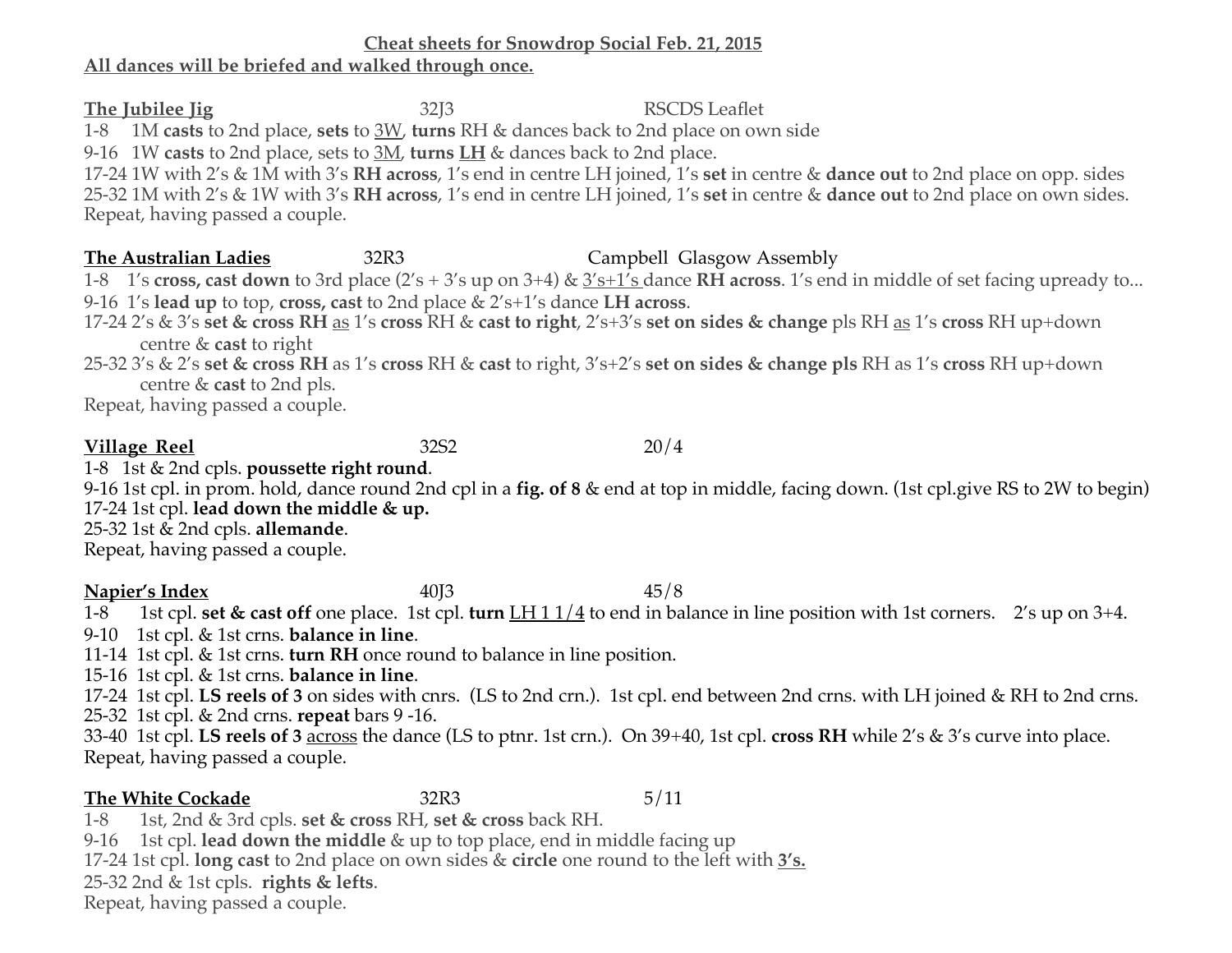# Cheat sheets for Snowdrop Social Feb. 21, 2015

**All dances will be briefed and walked through once.**

**The Jubilee Jig** 32J3 RSCDS Leaflet

1-8 1M **casts** to 2nd place, **sets** to 3W, **turns** RH & dances back to 2nd place on own side

9-16 1W **casts** to 2nd place, sets to 3M, **turns LH** & dances back to 2nd place.

17-24 1W with 2's & 1M with 3's **RH across**, 1's end in centre LH joined, 1's **set** in centre & **dance out** to 2nd place on opp. sides

25-32 1M with 2's & 1W with 3's **RH across**, 1's end in centre LH joined, 1's **set** in centre & **dance out** to 2nd place on own sides.

Repeat, having passed a couple.

**The Australian Ladies** 32R3 Campbell Glasgow Assembly

1-8 1's **cross, cast down** to 3rd place (2's + 3's up on 3+4) & 3's+1's dance **RH across**. 1's end in middle of set facing upready to...

9-16 1's **lead up** to top, **cross, cast** to 2nd place & 2's+1's dance **LH across**.

17-24 2's & 3's **set & cross RH** as 1's **cross** RH & **cast to right**, 2's+3's **set on sides & change** pls RH as 1's **cross** RH up+down centre & **cast** to right

25-32 3's & 2's **set & cross RH** as 1's **cross** RH & **cast** to right, 3's+2's **set on sides & change pls** RH as 1's **cross** RH up+down centre & **cast** to 2nd pls.

Repeat, having passed a couple.

**Village Reel** 32S2 20/4

1-8 1st & 2nd cpls. **poussette right round**.

9-16 1st cpl. in prom. hold, dance round 2nd cpl in a **fig. of 8** & end at top in middle, facing down. (1st cpl.give RS to 2W to begin)

17-24 1st cpl. **lead down the middle & up.**

25-32 1st & 2nd cpls. **allemande**.

Repeat, having passed a couple.

**Napier's Index** 40J3 45/8

1-8 1st cpl. **set & cast off** one place. 1st cpl. **turn** LH 1 1/4 to end in balance in line position with 1st corners. 2's up on 3+4.

9-10 1st cpl. & 1st crns. **balance in line**.

11-14 1st cpl. & 1st crns. **turn RH** once round to balance in line position.

15-16 1st cpl. & 1st crns. **balance in line**.

17-24 1st cpl. **LS reels of 3** on sides with cnrs. (LS to 2nd crn.). 1st cpl. end between 2nd crns. with LH joined & RH to 2nd crns.

25-32 1st cpl. & 2nd crns. **repeat** bars 9 -16.

33-40 1st cpl. **LS reels of 3** across the dance (LS to ptnr. 1st crn.). On 39+40, 1st cpl. **cross RH** while 2's & 3's curve into place.

Repeat, having passed a couple.

**The White Cockade** 32R3 5/11

1-8 1st, 2nd & 3rd cpls. **set & cross** RH, **set & cross** back RH.

9-16 1st cpl. **lead down the middle** & up to top place, end in middle facing up

17-24 1st cpl. **long cast** to 2nd place on own sides & **circle** one round to the left with **3's.**

25-32 2nd & 1st cpls. **rights & lefts**.

Repeat, having passed a couple.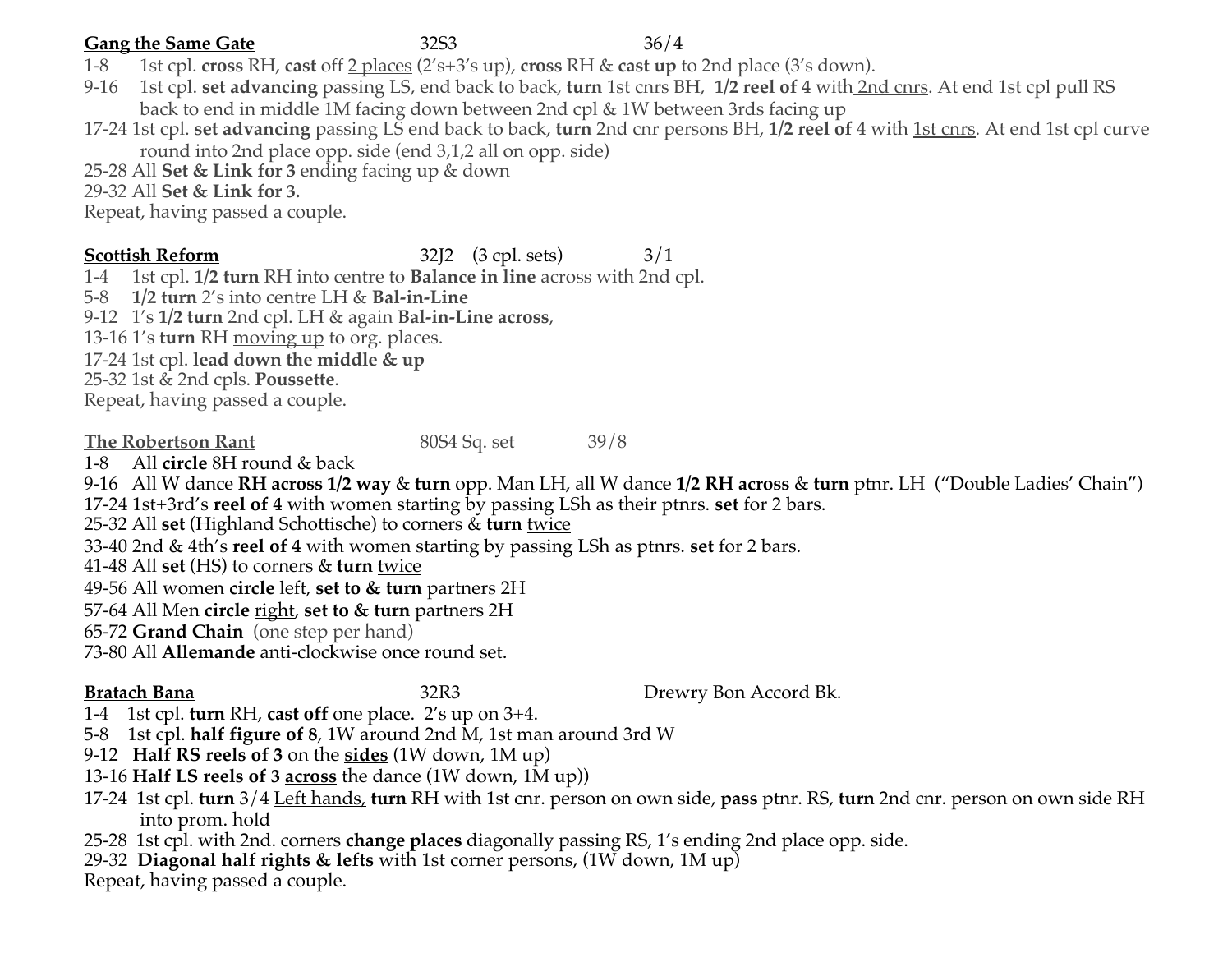**<u>Gang the Same Gate</u>** 32S3 36/4

1-8 1st cpl. **cross** RH, **cast** off <u>2 places</u> (2's+3's up), **cross** RH & **cast up** to 2nd place (3's down).

9-16 1st cpl. **set advancing** passing LS, end back to back, **turn** 1st cnrs BH, **1/2 reel of 4** with <u>2nd cnrs</u>. At end 1st cpl pull RS back to end in middle 1M facing down between 2nd cpl & 1W between 3rds facing up

17-24 1st cpl. **set advancing** passing LS end back to back, **turn** 2nd cnr persons BH, **1/2 reel of 4** with <u>1st cnrs</u>. At end 1st cpl curve round into 2nd place opp. side (end 3,1,2 all on opp. side)

25-28 All **Set & Link for 3** ending facing up & down

29-32 All **Set & Link for 3.**

Repeat, having passed a couple.

**<u>Scottish Reform</u>** 32J2 (3 cpl. sets) 3/1

1-4 1st cpl. **1/2 turn** RH into centre to **Balance in line** across with 2nd cpl.

5-8 **1/2 turn** 2's into centre LH & **Bal-in-Line**

9-12 1's **1/2 turn** 2nd cpl. LH & again **Bal-in-Line across**,

13-16 1's **turn** RH <u>moving up</u> to org. places.

17-24 1st cpl. **lead down the middle & up**

25-32 1st & 2nd cpls. **Poussette**.

Repeat, having passed a couple.

**<u>The Robertson Rant</u>** 80S4 Sq. set 39/8

1-8 All **circle** 8H round & back

9-16 All W dance **RH across 1/2 way** & **turn** opp. Man LH, all W dance **1/2 RH across** & **turn** ptnr. LH ("Double Ladies' Chain")

17-24 1st+3rd's **reel of 4** with women starting by passing LSh as their ptnrs. **set** for 2 bars.

25-32 All **set** (Highland Schottische) to corners & **turn** <u>twice</u>

33-40 2nd & 4th's **reel of 4** with women starting by passing LSh as ptnrs. **set** for 2 bars.

41-48 All **set** (HS) to corners & **turn** <u>twice</u>

49-56 All women **circle** <u>left</u>, **set to & turn** partners 2H

57-64 All Men **circle** <u>right</u>, **set to & turn** partners 2H

65-72 **Grand Chain** (one step per hand)

73-80 All **Allemande** anti-clockwise once round set.

**<u>Bratach Bana</u>** 32R3 Drewry Bon Accord Bk.

1-4 1st cpl. **turn** RH, **cast off** one place. 2's up on 3+4.

5-8 1st cpl. **half figure of 8**, 1W around 2nd M, 1st man around 3rd W

9-12 **Half RS reels of 3** on the **<u>sides</u>** (1W down, 1M up)

13-16 **Half LS reels of 3 <u>across</u>** the dance (1W down, 1M up))

17-24 1st cpl. **turn** 3/4 <u>Left hands,</u> **turn** RH with 1st cnr. person on own side, **pass** ptnr. RS, **turn** 2nd cnr. person on own side RH into prom. hold

25-28 1st cpl. with 2nd. corners **change places** diagonally passing RS, 1's ending 2nd place opp. side.

29-32 **Diagonal half rights & lefts** with 1st corner persons, (1W down, 1M up)

Repeat, having passed a couple.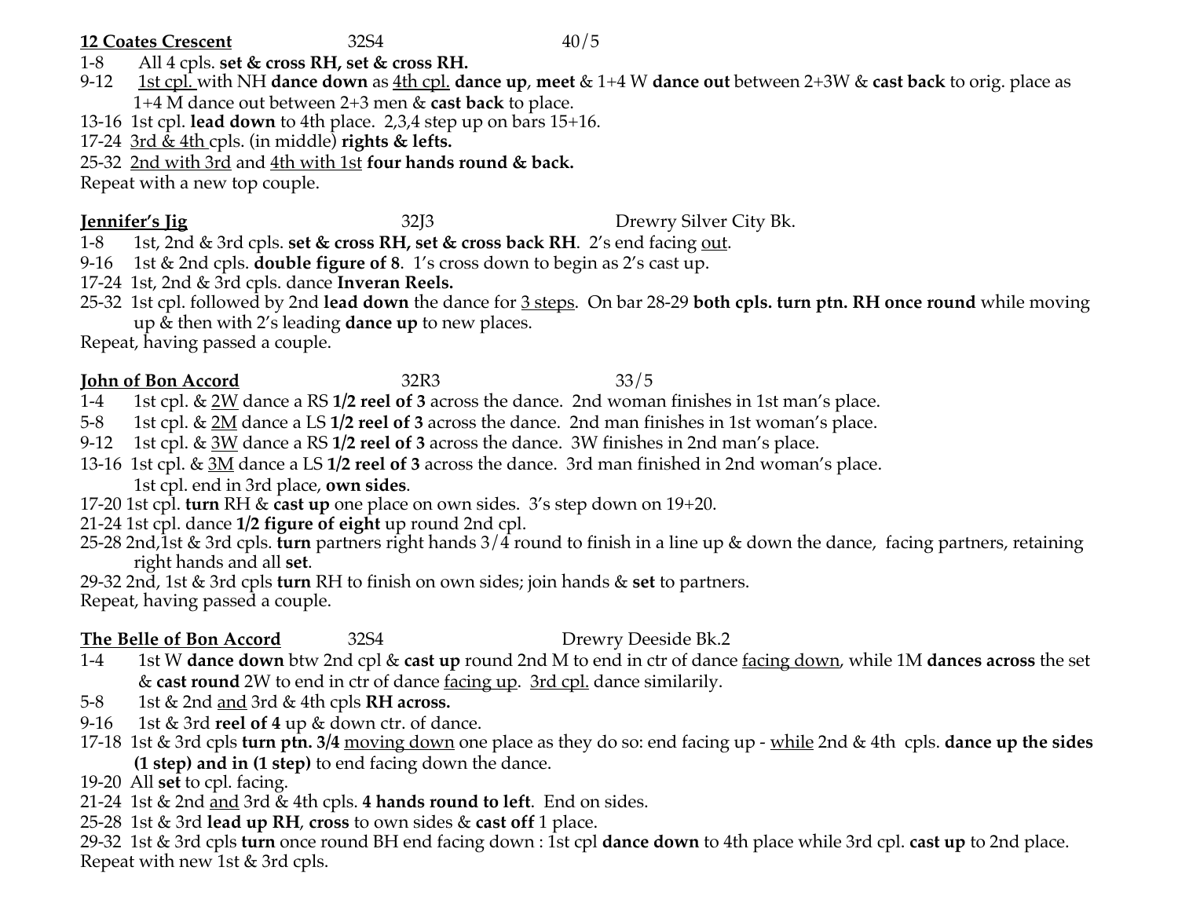**<u>12 Coates Crescent</u>** 32S4 40/5

1-8 All 4 cpls. **set & cross RH, set & cross RH.**

9-12 <u>1st cpl.</u> with NH **dance down** as <u>4th cpl.</u> **dance up**, **meet** & 1+4 W **dance out** between 2+3W & **cast back** to orig. place as 1+4 M dance out between 2+3 men & **cast back** to place.

13-16 1st cpl. **lead down** to 4th place. 2,3,4 step up on bars 15+16.

17-24 <u>3rd & 4th</u> cpls. (in middle) **rights & lefts.**

25-32 <u>2nd with 3rd</u> and <u>4th with 1st</u> **four hands round & back.**

Repeat with a new top couple.

**<u>Jennifer's Jig</u>** 32J3 Drewry Silver City Bk.

1-8 1st, 2nd & 3rd cpls. **set & cross RH, set & cross back RH**. 2's end facing <u>out</u>.

9-16 1st & 2nd cpls. **double figure of 8**. 1's cross down to begin as 2's cast up.

17-24 1st, 2nd & 3rd cpls. dance **Inveran Reels.**

25-32 1st cpl. followed by 2nd **lead down** the dance for <u>3 steps</u>. On bar 28-29 **both cpls. turn ptn. RH once round** while moving up & then with 2's leading **dance up** to new places.

Repeat, having passed a couple.

**<u>John of Bon Accord</u>** 32R3 33/5

1-4 1st cpl. & <u>2W</u> dance a RS **1/2 reel of 3** across the dance. 2nd woman finishes in 1st man's place.

5-8 1st cpl. & <u>2M</u> dance a LS **1/2 reel of 3** across the dance. 2nd man finishes in 1st woman's place.

9-12 1st cpl. & <u>3W</u> dance a RS **1/2 reel of 3** across the dance. 3W finishes in 2nd man's place.

13-16 1st cpl. & <u>3M</u> dance a LS **1/2 reel of 3** across the dance. 3rd man finished in 2nd woman's place. 1st cpl. end in 3rd place, **own sides**.

17-20 1st cpl. **turn** RH & **cast up** one place on own sides. 3's step down on 19+20.

21-24 1st cpl. dance **1/2 figure of eight** up round 2nd cpl.

25-28 2nd,1st & 3rd cpls. **turn** partners right hands 3/4 round to finish in a line up & down the dance, facing partners, retaining right hands and all **set**.

29-32 2nd, 1st & 3rd cpls **turn** RH to finish on own sides; join hands & **set** to partners.

Repeat, having passed a couple.

**<u>The Belle of Bon Accord</u>** 32S4 Drewry Deeside Bk.2

1-4 1st W **dance down** btw 2nd cpl & **cast up** round 2nd M to end in ctr of dance <u>facing down</u>, while 1M **dances across** the set & **cast round** 2W to end in ctr of dance <u>facing up</u>. <u>3rd cpl.</u> dance similarly.

5-8 1st & 2nd <u>and</u> 3rd & 4th cpls **RH across.**

9-16 1st & 3rd **reel of 4** up & down ctr. of dance.

17-18 1st & 3rd cpls **turn ptn. 3/4** <u>moving down</u> one place as they do so: end facing up - <u>while</u> 2nd & 4th cpls. **dance up the sides (1 step) and in (1 step)** to end facing down the dance.

19-20 All **set** to cpl. facing.

21-24 1st & 2nd <u>and</u> 3rd & 4th cpls. **4 hands round to left**. End on sides.

25-28 1st & 3rd **lead up RH**, **cross** to own sides & **cast off** 1 place.

29-32 1st & 3rd cpls **turn** once round BH end facing down : 1st cpl **dance down** to 4th place while 3rd cpl. **cast up** to 2nd place.

Repeat with new 1st & 3rd cpls.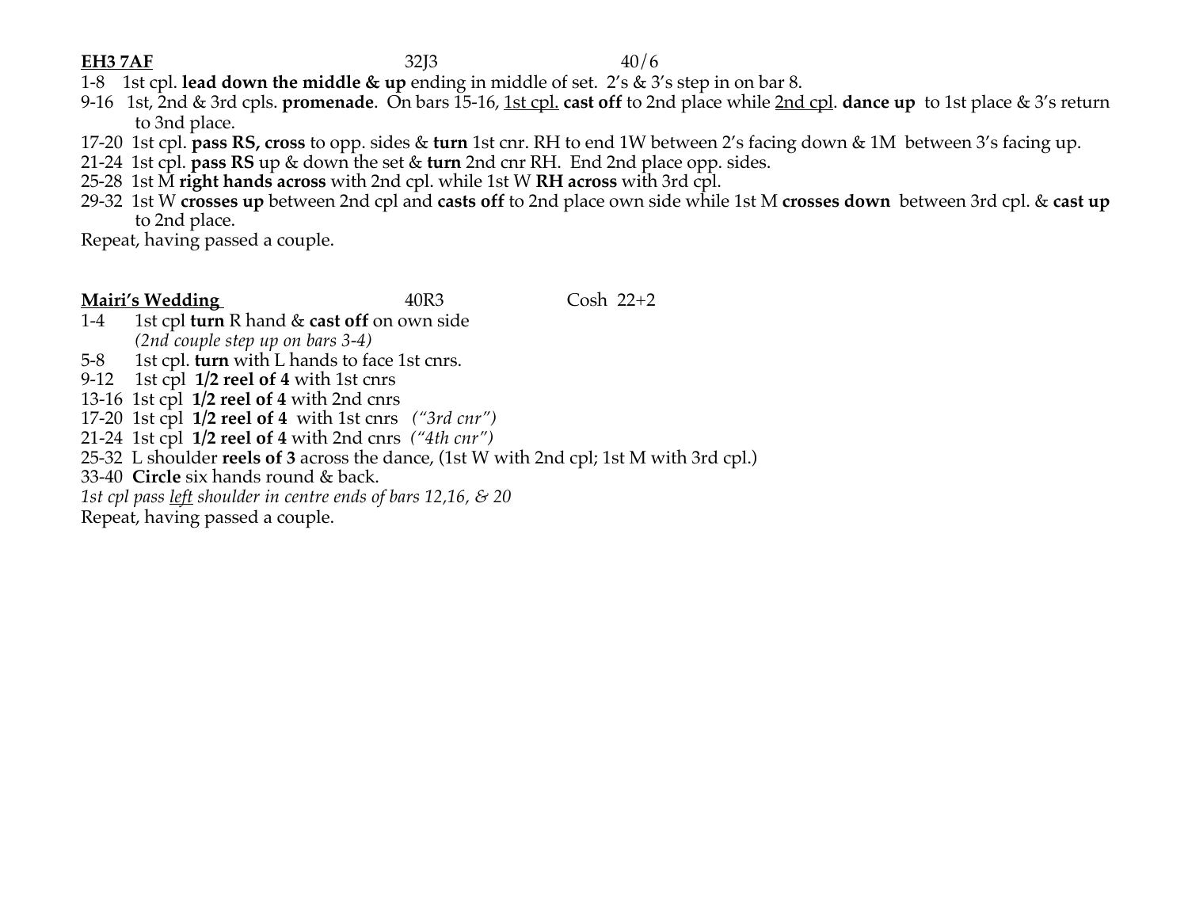**<u>EH3 7AF</u>** 32J3 40/6

1-8 1st cpl. **lead down the middle & up** ending in middle of set. 2's & 3's step in on bar 8.

9-16 1st, 2nd & 3rd cpls. **promenade**. On bars 15-16, <u>1st cpl.</u> **cast off** to 2nd place while <u>2nd cpl</u>. **dance up** to 1st place & 3's return to 3nd place.

17-20 1st cpl. **pass RS, cross** to opp. sides & **turn** 1st cnr. RH to end 1W between 2's facing down & 1M between 3's facing up.

21-24 1st cpl. **pass RS** up & down the set & **turn** 2nd cnr RH. End 2nd place opp. sides.

25-28 1st M **right hands across** with 2nd cpl. while 1st W **RH across** with 3rd cpl.

29-32 1st W **crosses up** between 2nd cpl and **casts off** to 2nd place own side while 1st M **crosses down** between 3rd cpl. & **cast up** to 2nd place.

Repeat, having passed a couple.

**<u>Mairi's Wedding</u>** 40R3 Cosh 22+2

1-4 1st cpl **turn** R hand & **cast off** on own side
*(2nd couple step up on bars 3-4)*

5-8 1st cpl. **turn** with L hands to face 1st cnrs.

9-12 1st cpl **1/2 reel of 4** with 1st cnrs

13-16 1st cpl **1/2 reel of 4** with 2nd cnrs

17-20 1st cpl **1/2 reel of 4** with 1st cnrs *("3rd cnr")*

21-24 1st cpl **1/2 reel of 4** with 2nd cnrs *("4th cnr")*

25-32 L shoulder **reels of 3** across the dance, (1st W with 2nd cpl; 1st M with 3rd cpl.)

33-40 **Circle** six hands round & back.

*1st cpl pass <u>left</u> shoulder in centre ends of bars 12,16, & 20*

Repeat, having passed a couple.